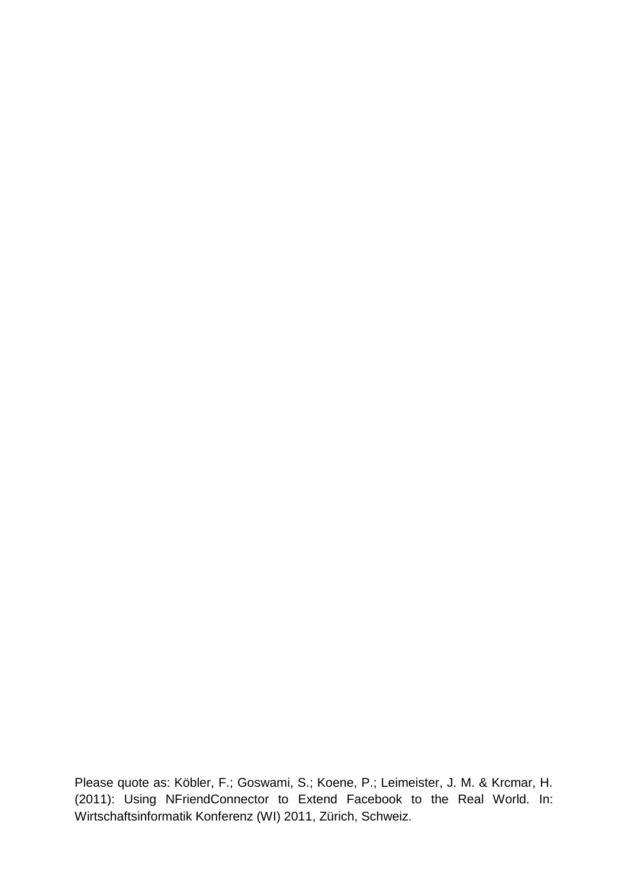Please quote as: Köbler, F.; Goswami, S.; Koene, P.; Leimeister, J. M. & Krcmar, H. (2011): Using NFriendConnector to Extend Facebook to the Real World. In: Wirtschaftsinformatik Konferenz (WI) 2011, Zürich, Schweiz.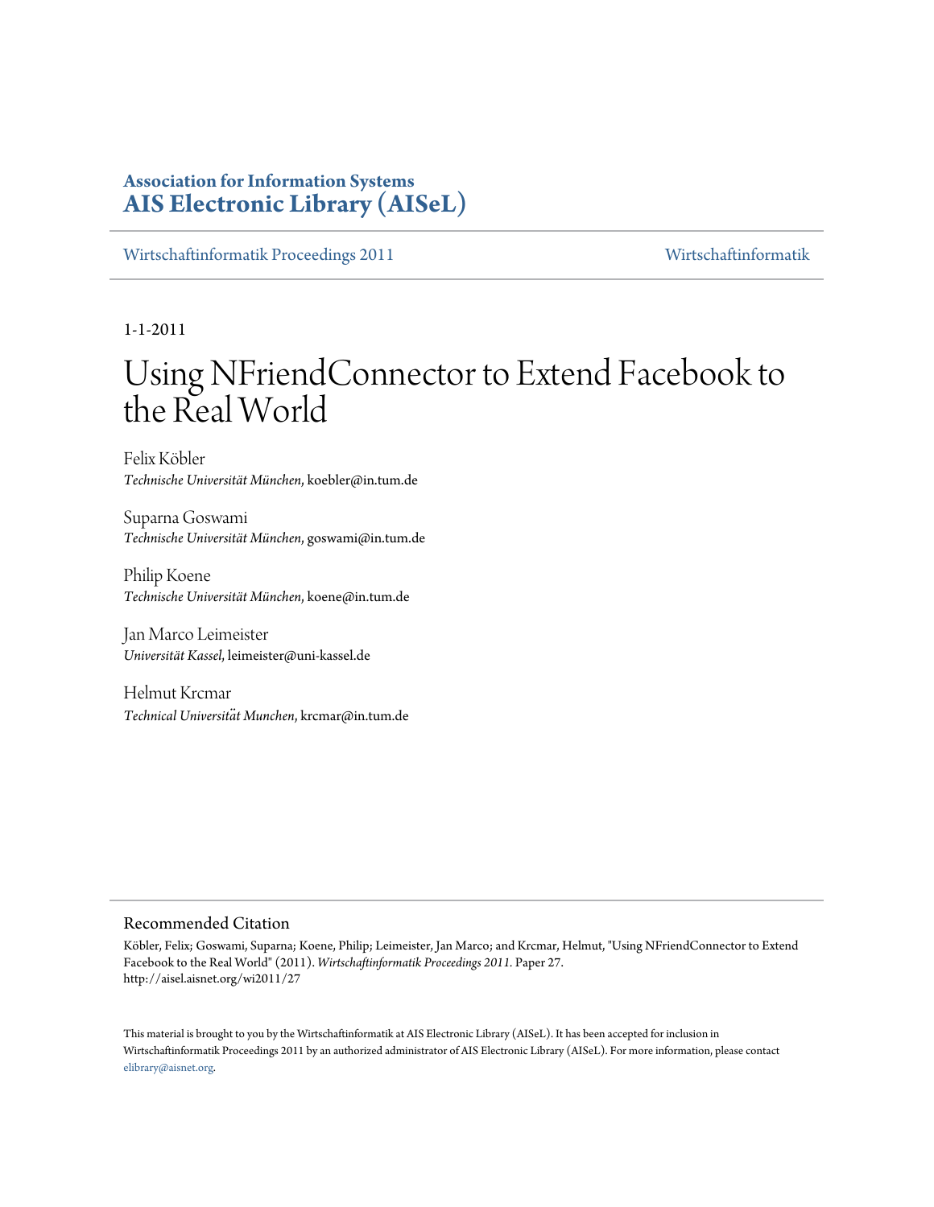**Association for Information Systems**
**AIS Electronic Library (AISeL)**

Wirtschaftinformatik Proceedings 2011 | Wirtschaftinformatik

1-1-2011

# Using NFriendConnector to Extend Facebook to the Real World

Felix Köbler
*Technische Universität München*, koebler@in.tum.de

Suparna Goswami
*Technische Universität München*, goswami@in.tum.de

Philip Koene
*Technische Universität München*, koene@in.tum.de

Jan Marco Leimeister
*Universität Kassel*, leimeister@uni-kassel.de

Helmut Krcmar
*Technical Universität Munchen*, krcmar@in.tum.de

## Recommended Citation

Köbler, Felix; Goswami, Suparna; Koene, Philip; Leimeister, Jan Marco; and Krcmar, Helmut, "Using NFriendConnector to Extend Facebook to the Real World" (2011). *Wirtschaftinformatik Proceedings 2011*. Paper 27.
http://aisel.aisnet.org/wi2011/27

This material is brought to you by the Wirtschaftinformatik at AIS Electronic Library (AISeL). It has been accepted for inclusion in Wirtschaftinformatik Proceedings 2011 by an authorized administrator of AIS Electronic Library (AISeL). For more information, please contact elibrary@aisnet.org.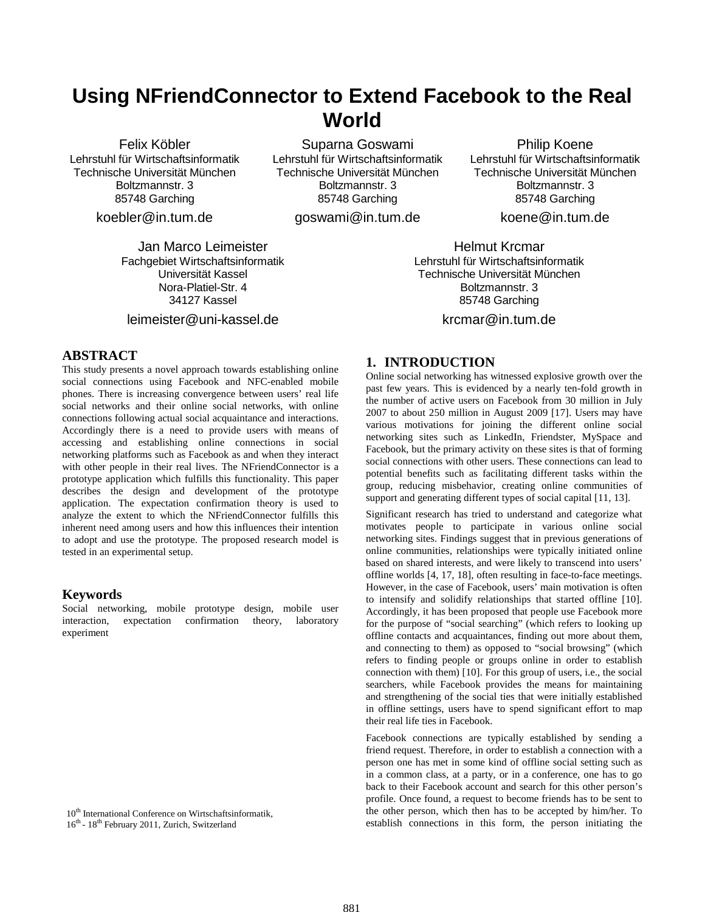# Using NFriendConnector to Extend Facebook to the Real World

Felix Köbler
Lehrstuhl für Wirtschaftsinformatik
Technische Universität München
Boltzmannstr. 3
85748 Garching
koebler@in.tum.de

Suparna Goswami
Lehrstuhl für Wirtschaftsinformatik
Technische Universität München
Boltzmannstr. 3
85748 Garching
goswami@in.tum.de

Philip Koene
Lehrstuhl für Wirtschaftsinformatik
Technische Universität München
Boltzmannstr. 3
85748 Garching
koene@in.tum.de

Jan Marco Leimeister
Fachgebiet Wirtschaftsinformatik
Universität Kassel
Nora-Platiel-Str. 4
34127 Kassel
leimeister@uni-kassel.de

Helmut Krcmar
Lehrstuhl für Wirtschaftsinformatik
Technische Universität München
Boltzmannstr. 3
85748 Garching
krcmar@in.tum.de

## ABSTRACT

This study presents a novel approach towards establishing online social connections using Facebook and NFC-enabled mobile phones. There is increasing convergence between users' real life social networks and their online social networks, with online connections following actual social acquaintance and interactions. Accordingly there is a need to provide users with means of accessing and establishing online connections in social networking platforms such as Facebook as and when they interact with other people in their real lives. The NFriendConnector is a prototype application which fulfills this functionality. This paper describes the design and development of the prototype application. The expectation confirmation theory is used to analyze the extent to which the NFriendConnector fulfills this inherent need among users and how this influences their intention to adopt and use the prototype. The proposed research model is tested in an experimental setup.

## Keywords

Social networking, mobile prototype design, mobile user interaction, expectation confirmation theory, laboratory experiment

10th International Conference on Wirtschaftsinformatik,
16th - 18th February 2011, Zurich, Switzerland

## 1. INTRODUCTION

Online social networking has witnessed explosive growth over the past few years. This is evidenced by a nearly ten-fold growth in the number of active users on Facebook from 30 million in July 2007 to about 250 million in August 2009 [17]. Users may have various motivations for joining the different online social networking sites such as LinkedIn, Friendster, MySpace and Facebook, but the primary activity on these sites is that of forming social connections with other users. These connections can lead to potential benefits such as facilitating different tasks within the group, reducing misbehavior, creating online communities of support and generating different types of social capital [11, 13].

Significant research has tried to understand and categorize what motivates people to participate in various online social networking sites. Findings suggest that in previous generations of online communities, relationships were typically initiated online based on shared interests, and were likely to transcend into users' offline worlds [4, 17, 18], often resulting in face-to-face meetings. However, in the case of Facebook, users' main motivation is often to intensify and solidify relationships that started offline [10]. Accordingly, it has been proposed that people use Facebook more for the purpose of "social searching" (which refers to looking up offline contacts and acquaintances, finding out more about them, and connecting to them) as opposed to "social browsing" (which refers to finding people or groups online in order to establish connection with them) [10]. For this group of users, i.e., the social searchers, while Facebook provides the means for maintaining and strengthening of the social ties that were initially established in offline settings, users have to spend significant effort to map their real life ties in Facebook.

Facebook connections are typically established by sending a friend request. Therefore, in order to establish a connection with a person one has met in some kind of offline social setting such as in a common class, at a party, or in a conference, one has to go back to their Facebook account and search for this other person's profile. Once found, a request to become friends has to be sent to the other person, which then has to be accepted by him/her. To establish connections in this form, the person initiating the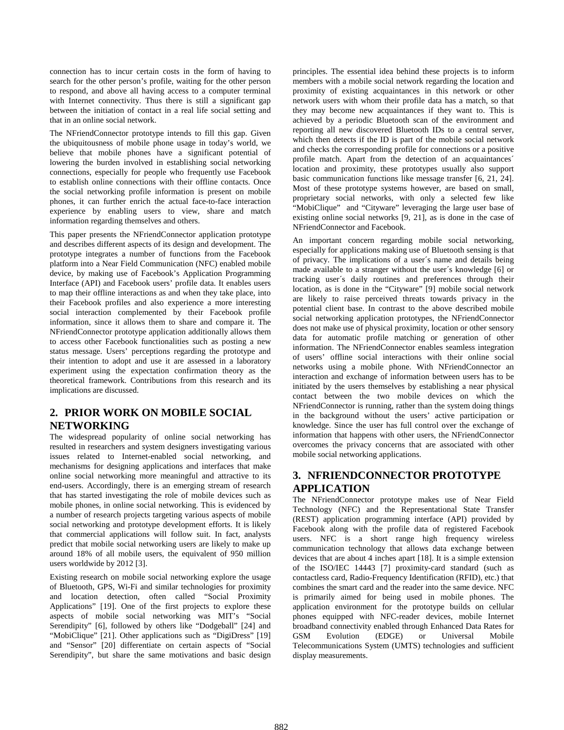connection has to incur certain costs in the form of having to search for the other person's profile, waiting for the other person to respond, and above all having access to a computer terminal with Internet connectivity. Thus there is still a significant gap between the initiation of contact in a real life social setting and that in an online social network.

The NFriendConnector prototype intends to fill this gap. Given the ubiquitousness of mobile phone usage in today's world, we believe that mobile phones have a significant potential of lowering the burden involved in establishing social networking connections, especially for people who frequently use Facebook to establish online connections with their offline contacts. Once the social networking profile information is present on mobile phones, it can further enrich the actual face-to-face interaction experience by enabling users to view, share and match information regarding themselves and others.

This paper presents the NFriendConnector application prototype and describes different aspects of its design and development. The prototype integrates a number of functions from the Facebook platform into a Near Field Communication (NFC) enabled mobile device, by making use of Facebook's Application Programming Interface (API) and Facebook users' profile data. It enables users to map their offline interactions as and when they take place, into their Facebook profiles and also experience a more interesting social interaction complemented by their Facebook profile information, since it allows them to share and compare it. The NFriendConnector prototype application additionally allows them to access other Facebook functionalities such as posting a new status message. Users' perceptions regarding the prototype and their intention to adopt and use it are assessed in a laboratory experiment using the expectation confirmation theory as the theoretical framework. Contributions from this research and its implications are discussed.

## 2. PRIOR WORK ON MOBILE SOCIAL NETWORKING

The widespread popularity of online social networking has resulted in researchers and system designers investigating various issues related to Internet-enabled social networking, and mechanisms for designing applications and interfaces that make online social networking more meaningful and attractive to its end-users. Accordingly, there is an emerging stream of research that has started investigating the role of mobile devices such as mobile phones, in online social networking. This is evidenced by a number of research projects targeting various aspects of mobile social networking and prototype development efforts. It is likely that commercial applications will follow suit. In fact, analysts predict that mobile social networking users are likely to make up around 18% of all mobile users, the equivalent of 950 million users worldwide by 2012 [3].

Existing research on mobile social networking explore the usage of Bluetooth, GPS, Wi-Fi and similar technologies for proximity and location detection, often called "Social Proximity Applications" [19]. One of the first projects to explore these aspects of mobile social networking was MIT's "Social Serendipity" [6], followed by others like "Dodgeball" [24] and "MobiClique" [21]. Other applications such as "DigiDress" [19] and "Sensor" [20] differentiate on certain aspects of "Social Serendipity", but share the same motivations and basic design principles. The essential idea behind these projects is to inform members with a mobile social network regarding the location and proximity of existing acquaintances in this network or other network users with whom their profile data has a match, so that they may become new acquaintances if they want to. This is achieved by a periodic Bluetooth scan of the environment and reporting all new discovered Bluetooth IDs to a central server, which then detects if the ID is part of the mobile social network and checks the corresponding profile for connections or a positive profile match. Apart from the detection of an acquaintances´ location and proximity, these prototypes usually also support basic communication functions like message transfer [6, 21, 24]. Most of these prototype systems however, are based on small, proprietary social networks, with only a selected few like "MobiClique" and "Cityware" leveraging the large user base of existing online social networks [9, 21], as is done in the case of NFriendConnector and Facebook.

An important concern regarding mobile social networking, especially for applications making use of Bluetooth sensing is that of privacy. The implications of a user´s name and details being made available to a stranger without the user´s knowledge [6] or tracking user´s daily routines and preferences through their location, as is done in the "Cityware" [9] mobile social network are likely to raise perceived threats towards privacy in the potential client base. In contrast to the above described mobile social networking application prototypes, the NFriendConnector does not make use of physical proximity, location or other sensory data for automatic profile matching or generation of other information. The NFriendConnector enables seamless integration of users' offline social interactions with their online social networks using a mobile phone. With NFriendConnector an interaction and exchange of information between users has to be initiated by the users themselves by establishing a near physical contact between the two mobile devices on which the NFriendConnector is running, rather than the system doing things in the background without the users' active participation or knowledge. Since the user has full control over the exchange of information that happens with other users, the NFriendConnector overcomes the privacy concerns that are associated with other mobile social networking applications.

## 3. NFRIENDCONNECTOR PROTOTYPE APPLICATION

The NFriendConnector prototype makes use of Near Field Technology (NFC) and the Representational State Transfer (REST) application programming interface (API) provided by Facebook along with the profile data of registered Facebook users. NFC is a short range high frequency wireless communication technology that allows data exchange between devices that are about 4 inches apart [18]. It is a simple extension of the ISO/IEC 14443 [7] proximity-card standard (such as contactless card, Radio-Frequency Identification (RFID), etc.) that combines the smart card and the reader into the same device. NFC is primarily aimed for being used in mobile phones. The application environment for the prototype builds on cellular phones equipped with NFC-reader devices, mobile Internet broadband connectivity enabled through Enhanced Data Rates for GSM Evolution (EDGE) or Universal Mobile Telecommunications System (UMTS) technologies and sufficient display measurements.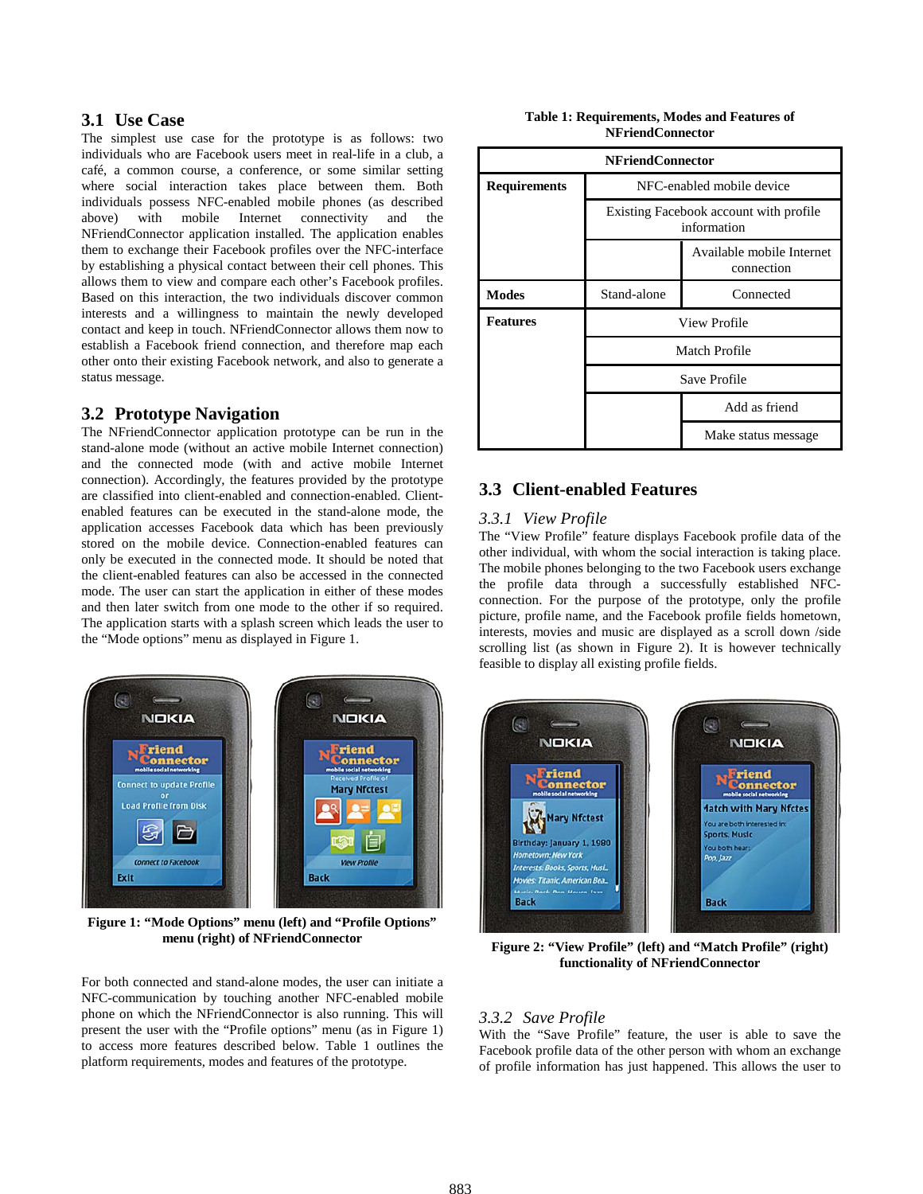### 3.1 Use Case

The simplest use case for the prototype is as follows: two individuals who are Facebook users meet in real-life in a club, a café, a common course, a conference, or some similar setting where social interaction takes place between them. Both individuals possess NFC-enabled mobile phones (as described above) with mobile Internet connectivity and the NFriendConnector application installed. The application enables them to exchange their Facebook profiles over the NFC-interface by establishing a physical contact between their cell phones. This allows them to view and compare each other's Facebook profiles. Based on this interaction, the two individuals discover common interests and a willingness to maintain the newly developed contact and keep in touch. NFriendConnector allows them now to establish a Facebook friend connection, and therefore map each other onto their existing Facebook network, and also to generate a status message.

### 3.2 Prototype Navigation

The NFriendConnector application prototype can be run in the stand-alone mode (without an active mobile Internet connection) and the connected mode (with and active mobile Internet connection). Accordingly, the features provided by the prototype are classified into client-enabled and connection-enabled. Client-enabled features can be executed in the stand-alone mode, the application accesses Facebook data which has been previously stored on the mobile device. Connection-enabled features can only be executed in the connected mode. It should be noted that the client-enabled features can also be accessed in the connected mode. The user can start the application in either of these modes and then later switch from one mode to the other if so required. The application starts with a splash screen which leads the user to the "Mode options" menu as displayed in Figure 1.

**Figure 1: "Mode Options" menu (left) and "Profile Options" menu (right) of NFriendConnector**

For both connected and stand-alone modes, the user can initiate a NFC-communication by touching another NFC-enabled mobile phone on which the NFriendConnector is also running. This will present the user with the "Profile options" menu (as in Figure 1) to access more features described below. Table 1 outlines the platform requirements, modes and features of the prototype.

**Table 1: Requirements, Modes and Features of NFriendConnector**

| NFriendConnector | | |
|---|---|---|
| **Requirements** | NFC-enabled mobile device | |
| | Existing Facebook account with profile information | |
| | | Available mobile Internet connection |
| **Modes** | Stand-alone | Connected |
| **Features** | View Profile | |
| | Match Profile | |
| | Save Profile | |
| | | Add as friend |
| | | Make status message |

### 3.3 Client-enabled Features

#### *3.3.1 View Profile*

The "View Profile" feature displays Facebook profile data of the other individual, with whom the social interaction is taking place. The mobile phones belonging to the two Facebook users exchange the profile data through a successfully established NFC-connection. For the purpose of the prototype, only the profile picture, profile name, and the Facebook profile fields hometown, interests, movies and music are displayed as a scroll down /side scrolling list (as shown in Figure 2). It is however technically feasible to display all existing profile fields.

**Figure 2: "View Profile" (left) and "Match Profile" (right) functionality of NFriendConnector**

#### *3.3.2 Save Profile*

With the "Save Profile" feature, the user is able to save the Facebook profile data of the other person with whom an exchange of profile information has just happened. This allows the user to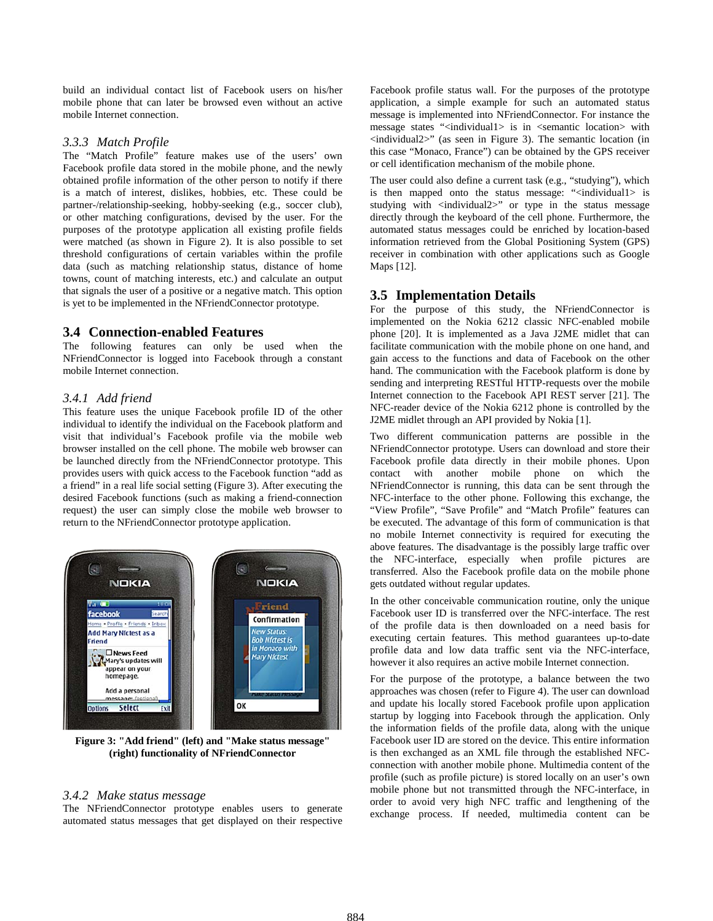build an individual contact list of Facebook users on his/her mobile phone that can later be browsed even without an active mobile Internet connection.

### 3.3.3 Match Profile

The "Match Profile" feature makes use of the users' own Facebook profile data stored in the mobile phone, and the newly obtained profile information of the other person to notify if there is a match of interest, dislikes, hobbies, etc. These could be partner-/relationship-seeking, hobby-seeking (e.g., soccer club), or other matching configurations, devised by the user. For the purposes of the prototype application all existing profile fields were matched (as shown in Figure 2). It is also possible to set threshold configurations of certain variables within the profile data (such as matching relationship status, distance of home towns, count of matching interests, etc.) and calculate an output that signals the user of a positive or a negative match. This option is yet to be implemented in the NFriendConnector prototype.

## 3.4 Connection-enabled Features

The following features can only be used when the NFriendConnector is logged into Facebook through a constant mobile Internet connection.

### 3.4.1 Add friend

This feature uses the unique Facebook profile ID of the other individual to identify the individual on the Facebook platform and visit that individual's Facebook profile via the mobile web browser installed on the cell phone. The mobile web browser can be launched directly from the NFriendConnector prototype. This provides users with quick access to the Facebook function "add as a friend" in a real life social setting (Figure 3). After executing the desired Facebook functions (such as making a friend-connection request) the user can simply close the mobile web browser to return to the NFriendConnector prototype application.

**Figure 3: "Add friend" (left) and "Make status message" (right) functionality of NFriendConnector**

### 3.4.2 Make status message

The NFriendConnector prototype enables users to generate automated status messages that get displayed on their respective Facebook profile status wall. For the purposes of the prototype application, a simple example for such an automated status message is implemented into NFriendConnector. For instance the message states "<individual1> is in <semantic location> with <individual2>" (as seen in Figure 3). The semantic location (in this case "Monaco, France") can be obtained by the GPS receiver or cell identification mechanism of the mobile phone.

The user could also define a current task (e.g., "studying"), which is then mapped onto the status message: "<individual1> is studying with <individual2>" or type in the status message directly through the keyboard of the cell phone. Furthermore, the automated status messages could be enriched by location-based information retrieved from the Global Positioning System (GPS) receiver in combination with other applications such as Google Maps [12].

## 3.5 Implementation Details

For the purpose of this study, the NFriendConnector is implemented on the Nokia 6212 classic NFC-enabled mobile phone [20]. It is implemented as a Java J2ME midlet that can facilitate communication with the mobile phone on one hand, and gain access to the functions and data of Facebook on the other hand. The communication with the Facebook platform is done by sending and interpreting RESTful HTTP-requests over the mobile Internet connection to the Facebook API REST server [21]. The NFC-reader device of the Nokia 6212 phone is controlled by the J2ME midlet through an API provided by Nokia [1].

Two different communication patterns are possible in the NFriendConnector prototype. Users can download and store their Facebook profile data directly in their mobile phones. Upon contact with another mobile phone on which the NFriendConnector is running, this data can be sent through the NFC-interface to the other phone. Following this exchange, the "View Profile", "Save Profile" and "Match Profile" features can be executed. The advantage of this form of communication is that no mobile Internet connectivity is required for executing the above features. The disadvantage is the possibly large traffic over the NFC-interface, especially when profile pictures are transferred. Also the Facebook profile data on the mobile phone gets outdated without regular updates.

In the other conceivable communication routine, only the unique Facebook user ID is transferred over the NFC-interface. The rest of the profile data is then downloaded on a need basis for executing certain features. This method guarantees up-to-date profile data and low data traffic sent via the NFC-interface, however it also requires an active mobile Internet connection.

For the purpose of the prototype, a balance between the two approaches was chosen (refer to Figure 4). The user can download and update his locally stored Facebook profile upon application startup by logging into Facebook through the application. Only the information fields of the profile data, along with the unique Facebook user ID are stored on the device. This entire information is then exchanged as an XML file through the established NFC-connection with another mobile phone. Multimedia content of the profile (such as profile picture) is stored locally on an user's own mobile phone but not transmitted through the NFC-interface, in order to avoid very high NFC traffic and lengthening of the exchange process. If needed, multimedia content can be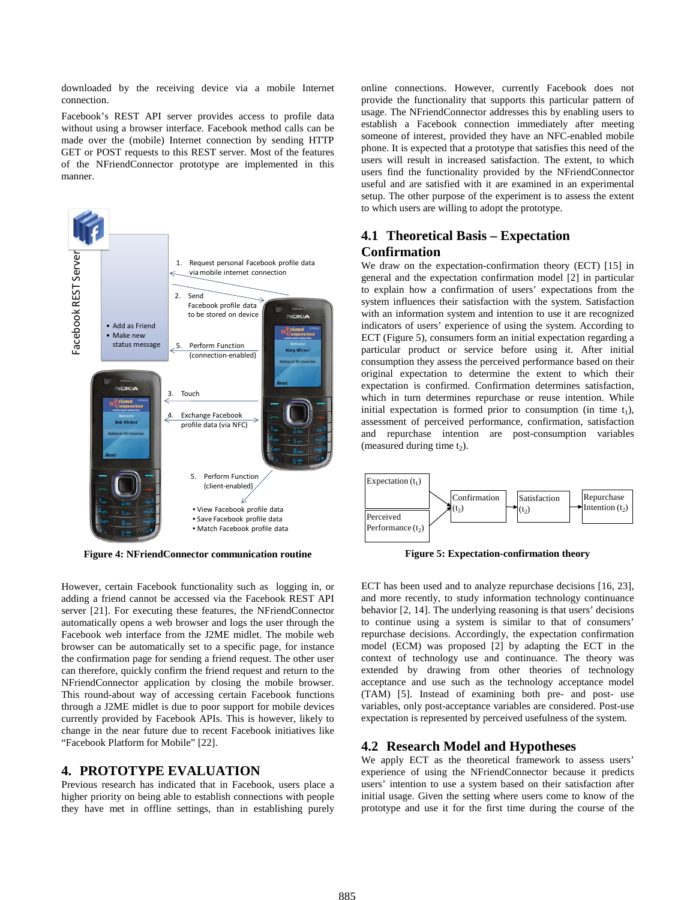downloaded by the receiving device via a mobile Internet connection.

Facebook's REST API server provides access to profile data without using a browser interface. Facebook method calls can be made over the (mobile) Internet connection by sending HTTP GET or POST requests to this REST server. Most of the features of the NFriendConnector prototype are implemented in this manner.

**Figure 4: NFriendConnector communication routine**

However, certain Facebook functionality such as logging in, or adding a friend cannot be accessed via the Facebook REST API server [21]. For executing these features, the NFriendConnector automatically opens a web browser and logs the user through the Facebook web interface from the J2ME midlet. The mobile web browser can be automatically set to a specific page, for instance the confirmation page for sending a friend request. The other user can therefore, quickly confirm the friend request and return to the NFriendConnector application by closing the mobile browser. This round-about way of accessing certain Facebook functions through a J2ME midlet is due to poor support for mobile devices currently provided by Facebook APIs. This is however, likely to change in the near future due to recent Facebook initiatives like "Facebook Platform for Mobile" [22].

## 4. PROTOTYPE EVALUATION

Previous research has indicated that in Facebook, users place a higher priority on being able to establish connections with people they have met in offline settings, than in establishing purely online connections. However, currently Facebook does not provide the functionality that supports this particular pattern of usage. The NFriendConnector addresses this by enabling users to establish a Facebook connection immediately after meeting someone of interest, provided they have an NFC-enabled mobile phone. It is expected that a prototype that satisfies this need of the users will result in increased satisfaction. The extent, to which users find the functionality provided by the NFriendConnector useful and are satisfied with it are examined in an experimental setup. The other purpose of the experiment is to assess the extent to which users are willing to adopt the prototype.

### 4.1 Theoretical Basis – Expectation Confirmation

We draw on the expectation-confirmation theory (ECT) [15] in general and the expectation confirmation model [2] in particular to explain how a confirmation of users' expectations from the system influences their satisfaction with the system. Satisfaction with an information system and intention to use it are recognized indicators of users' experience of using the system. According to ECT (Figure 5), consumers form an initial expectation regarding a particular product or service before using it. After initial consumption they assess the perceived performance based on their original expectation to determine the extent to which their expectation is confirmed. Confirmation determines satisfaction, which in turn determines repurchase or reuse intention. While initial expectation is formed prior to consumption (in time $t_1$), assessment of perceived performance, confirmation, satisfaction and repurchase intention are post-consumption variables (measured during time $t_2$).

**Figure 5: Expectation-confirmation theory**

ECT has been used and to analyze repurchase decisions [16, 23], and more recently, to study information technology continuance behavior [2, 14]. The underlying reasoning is that users' decisions to continue using a system is similar to that of consumers' repurchase decisions. Accordingly, the expectation confirmation model (ECM) was proposed [2] by adapting the ECT in the context of technology use and continuance. The theory was extended by drawing from other theories of technology acceptance and use such as the technology acceptance model (TAM) [5]. Instead of examining both pre- and post- use variables, only post-acceptance variables are considered. Post-use expectation is represented by perceived usefulness of the system.

### 4.2 Research Model and Hypotheses

We apply ECT as the theoretical framework to assess users' experience of using the NFriendConnector because it predicts users' intention to use a system based on their satisfaction after initial usage. Given the setting where users come to know of the prototype and use it for the first time during the course of the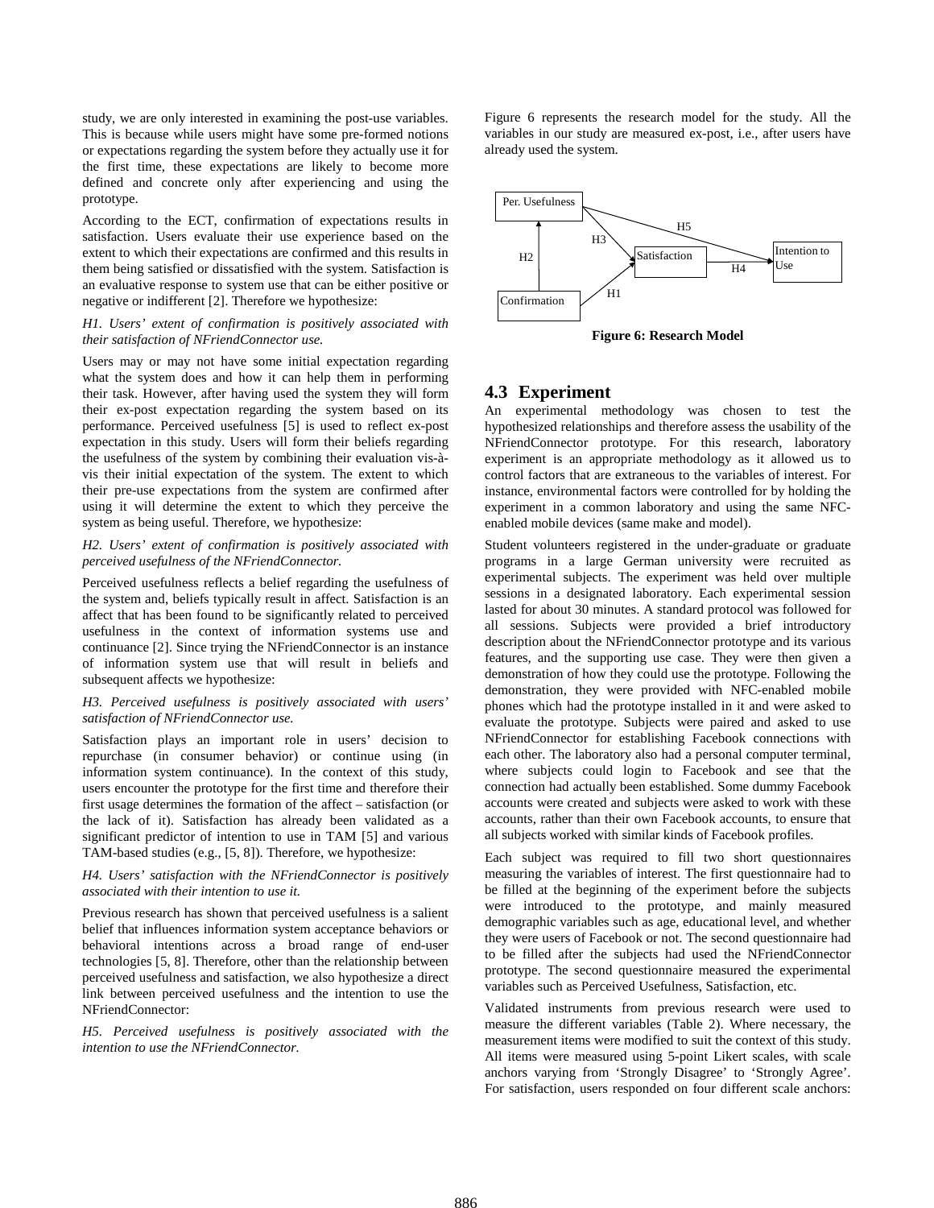study, we are only interested in examining the post-use variables. This is because while users might have some pre-formed notions or expectations regarding the system before they actually use it for the first time, these expectations are likely to become more defined and concrete only after experiencing and using the prototype.

According to the ECT, confirmation of expectations results in satisfaction. Users evaluate their use experience based on the extent to which their expectations are confirmed and this results in them being satisfied or dissatisfied with the system. Satisfaction is an evaluative response to system use that can be either positive or negative or indifferent [2]. Therefore we hypothesize:

*H1. Users' extent of confirmation is positively associated with their satisfaction of NFriendConnector use.*

Users may or may not have some initial expectation regarding what the system does and how it can help them in performing their task. However, after having used the system they will form their ex-post expectation regarding the system based on its performance. Perceived usefulness [5] is used to reflect ex-post expectation in this study. Users will form their beliefs regarding the usefulness of the system by combining their evaluation vis-à-vis their initial expectation of the system. The extent to which their pre-use expectations from the system are confirmed after using it will determine the extent to which they perceive the system as being useful. Therefore, we hypothesize:

*H2. Users' extent of confirmation is positively associated with perceived usefulness of the NFriendConnector.*

Perceived usefulness reflects a belief regarding the usefulness of the system and, beliefs typically result in affect. Satisfaction is an affect that has been found to be significantly related to perceived usefulness in the context of information systems use and continuance [2]. Since trying the NFriendConnector is an instance of information system use that will result in beliefs and subsequent affects we hypothesize:

*H3. Perceived usefulness is positively associated with users' satisfaction of NFriendConnector use.*

Satisfaction plays an important role in users' decision to repurchase (in consumer behavior) or continue using (in information system continuance). In the context of this study, users encounter the prototype for the first time and therefore their first usage determines the formation of the affect – satisfaction (or the lack of it). Satisfaction has already been validated as a significant predictor of intention to use in TAM [5] and various TAM-based studies (e.g., [5, 8]). Therefore, we hypothesize:

*H4. Users' satisfaction with the NFriendConnector is positively associated with their intention to use it.*

Previous research has shown that perceived usefulness is a salient belief that influences information system acceptance behaviors or behavioral intentions across a broad range of end-user technologies [5, 8]. Therefore, other than the relationship between perceived usefulness and satisfaction, we also hypothesize a direct link between perceived usefulness and the intention to use the NFriendConnector:

*H5. Perceived usefulness is positively associated with the intention to use the NFriendConnector.*

Figure 6 represents the research model for the study. All the variables in our study are measured ex-post, i.e., after users have already used the system.

```
Per. Usefulness ──────────────── H5 ──────────────┐
   ▲            \ H3                               ▼
   │ H2          ▶ Satisfaction ──── H4 ───▶ Intention to Use
   │            / H1
Confirmation ──
```

**Figure 6: Research Model**

## 4.3 Experiment

An experimental methodology was chosen to test the hypothesized relationships and therefore assess the usability of the NFriendConnector prototype. For this research, laboratory experiment is an appropriate methodology as it allowed us to control factors that are extraneous to the variables of interest. For instance, environmental factors were controlled for by holding the experiment in a common laboratory and using the same NFC-enabled mobile devices (same make and model).

Student volunteers registered in the under-graduate or graduate programs in a large German university were recruited as experimental subjects. The experiment was held over multiple sessions in a designated laboratory. Each experimental session lasted for about 30 minutes. A standard protocol was followed for all sessions. Subjects were provided a brief introductory description about the NFriendConnector prototype and its various features, and the supporting use case. They were then given a demonstration of how they could use the prototype. Following the demonstration, they were provided with NFC-enabled mobile phones which had the prototype installed in it and were asked to evaluate the prototype. Subjects were paired and asked to use NFriendConnector for establishing Facebook connections with each other. The laboratory also had a personal computer terminal, where subjects could login to Facebook and see that the connection had actually been established. Some dummy Facebook accounts were created and subjects were asked to work with these accounts, rather than their own Facebook accounts, to ensure that all subjects worked with similar kinds of Facebook profiles.

Each subject was required to fill two short questionnaires measuring the variables of interest. The first questionnaire had to be filled at the beginning of the experiment before the subjects were introduced to the prototype, and mainly measured demographic variables such as age, educational level, and whether they were users of Facebook or not. The second questionnaire had to be filled after the subjects had used the NFriendConnector prototype. The second questionnaire measured the experimental variables such as Perceived Usefulness, Satisfaction, etc.

Validated instruments from previous research were used to measure the different variables (Table 2). Where necessary, the measurement items were modified to suit the context of this study. All items were measured using 5-point Likert scales, with scale anchors varying from 'Strongly Disagree' to 'Strongly Agree'. For satisfaction, users responded on four different scale anchors: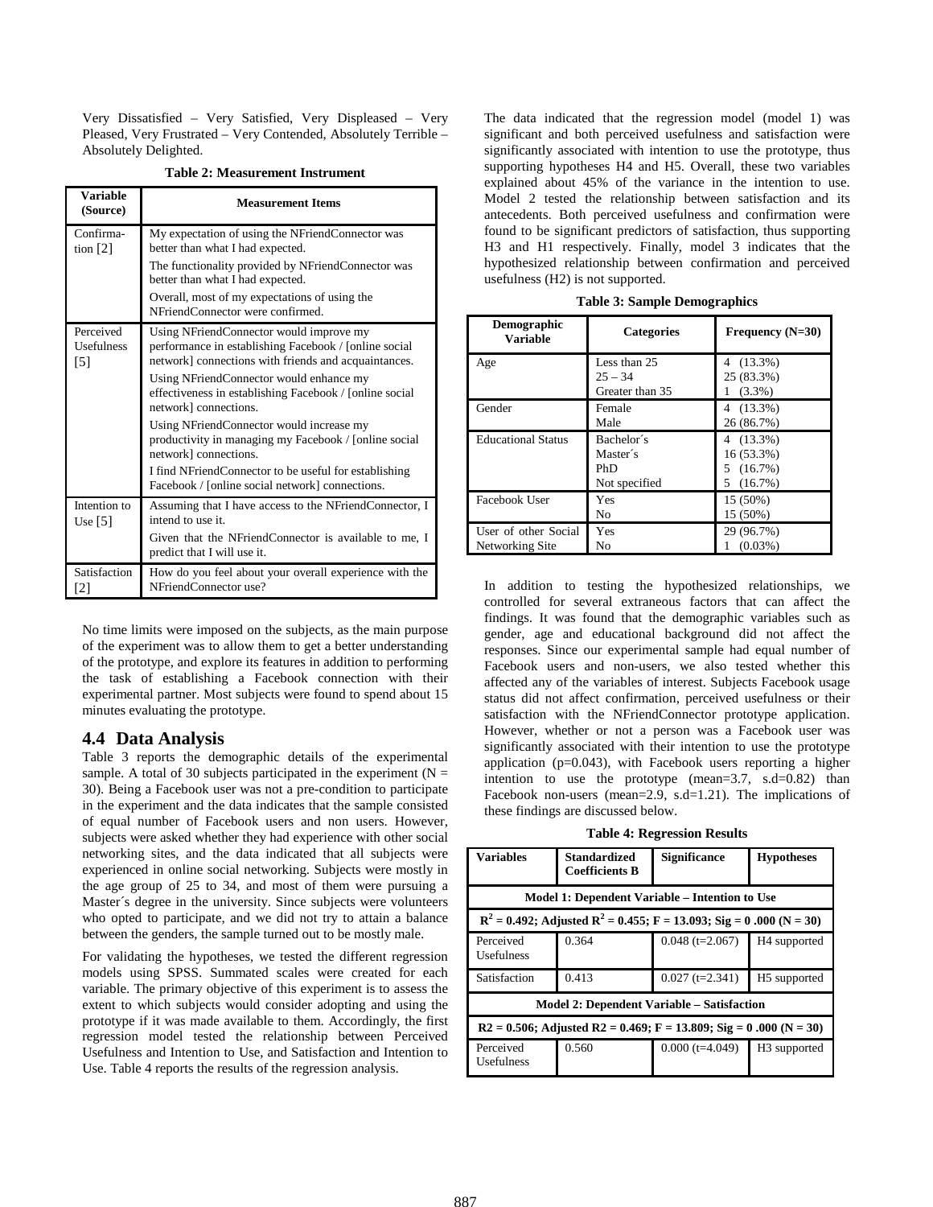Very Dissatisfied – Very Satisfied, Very Displeased – Very Pleased, Very Frustrated – Very Contended, Absolutely Terrible – Absolutely Delighted.

**Table 2: Measurement Instrument**

| Variable (Source) | Measurement Items |
|---|---|
| Confirmation [2] | My expectation of using the NFriendConnector was better than what I had expected.<br>The functionality provided by NFriendConnector was better than what I had expected.<br>Overall, most of my expectations of using the NFriendConnector were confirmed. |
| Perceived Usefulness [5] | Using NFriendConnector would improve my performance in establishing Facebook / [online social network] connections with friends and acquaintances.<br>Using NFriendConnector would enhance my effectiveness in establishing Facebook / [online social network] connections.<br>Using NFriendConnector would increase my productivity in managing my Facebook / [online social network] connections.<br>I find NFriendConnector to be useful for establishing Facebook / [online social network] connections. |
| Intention to Use [5] | Assuming that I have access to the NFriendConnector, I intend to use it.<br>Given that the NFriendConnector is available to me, I predict that I will use it. |
| Satisfaction [2] | How do you feel about your overall experience with the NFriendConnector use? |

No time limits were imposed on the subjects, as the main purpose of the experiment was to allow them to get a better understanding of the prototype, and explore its features in addition to performing the task of establishing a Facebook connection with their experimental partner. Most subjects were found to spend about 15 minutes evaluating the prototype.

## 4.4 Data Analysis

Table 3 reports the demographic details of the experimental sample. A total of 30 subjects participated in the experiment (N = 30). Being a Facebook user was not a pre-condition to participate in the experiment and the data indicates that the sample consisted of equal number of Facebook users and non users. However, subjects were asked whether they had experience with other social networking sites, and the data indicated that all subjects were experienced in online social networking. Subjects were mostly in the age group of 25 to 34, and most of them were pursuing a Master´s degree in the university. Since subjects were volunteers who opted to participate, and we did not try to attain a balance between the genders, the sample turned out to be mostly male.

For validating the hypotheses, we tested the different regression models using SPSS. Summated scales were created for each variable. The primary objective of this experiment is to assess the extent to which subjects would consider adopting and using the prototype if it was made available to them. Accordingly, the first regression model tested the relationship between Perceived Usefulness and Intention to Use, and Satisfaction and Intention to Use. Table 4 reports the results of the regression analysis.

The data indicated that the regression model (model 1) was significant and both perceived usefulness and satisfaction were significantly associated with intention to use the prototype, thus supporting hypotheses H4 and H5. Overall, these two variables explained about 45% of the variance in the intention to use. Model 2 tested the relationship between satisfaction and its antecedents. Both perceived usefulness and confirmation were found to be significant predictors of satisfaction, thus supporting H3 and H1 respectively. Finally, model 3 indicates that the hypothesized relationship between confirmation and perceived usefulness (H2) is not supported.

**Table 3: Sample Demographics**

| Demographic Variable | Categories | Frequency (N=30) |
|---|---|---|
| Age | Less than 25<br>25 – 34<br>Greater than 35 | 4 (13.3%)<br>25 (83.3%)<br>1 (3.3%) |
| Gender | Female<br>Male | 4 (13.3%)<br>26 (86.7%) |
| Educational Status | Bachelor´s<br>Master´s<br>PhD<br>Not specified | 4 (13.3%)<br>16 (53.3%)<br>5 (16.7%)<br>5 (16.7%) |
| Facebook User | Yes<br>No | 15 (50%)<br>15 (50%) |
| User of other Social Networking Site | Yes<br>No | 29 (96.7%)<br>1 (0.03%) |

In addition to testing the hypothesized relationships, we controlled for several extraneous factors that can affect the findings. It was found that the demographic variables such as gender, age and educational background did not affect the responses. Since our experimental sample had equal number of Facebook users and non-users, we also tested whether this affected any of the variables of interest. Subjects Facebook usage status did not affect confirmation, perceived usefulness or their satisfaction with the NFriendConnector prototype application. However, whether or not a person was a Facebook user was significantly associated with their intention to use the prototype application (p=0.043), with Facebook users reporting a higher intention to use the prototype (mean=3.7, s.d=0.82) than Facebook non-users (mean=2.9, s.d=1.21). The implications of these findings are discussed below.

**Table 4: Regression Results**

| Variables | Standardized Coefficients B | Significance | Hypotheses |
|---|---|---|---|
| **Model 1: Dependent Variable – Intention to Use** | | | |
| **$R^2$ = 0.492; Adjusted $R^2$ = 0.455; F = 13.093; Sig = 0 .000 (N = 30)** | | | |
| Perceived Usefulness | 0.364 | 0.048 (t=2.067) | H4 supported |
| Satisfaction | 0.413 | 0.027 (t=2.341) | H5 supported |
| **Model 2: Dependent Variable – Satisfaction** | | | |
| **R2 = 0.506; Adjusted R2 = 0.469; F = 13.809; Sig = 0 .000 (N = 30)** | | | |
| Perceived Usefulness | 0.560 | 0.000 (t=4.049) | H3 supported |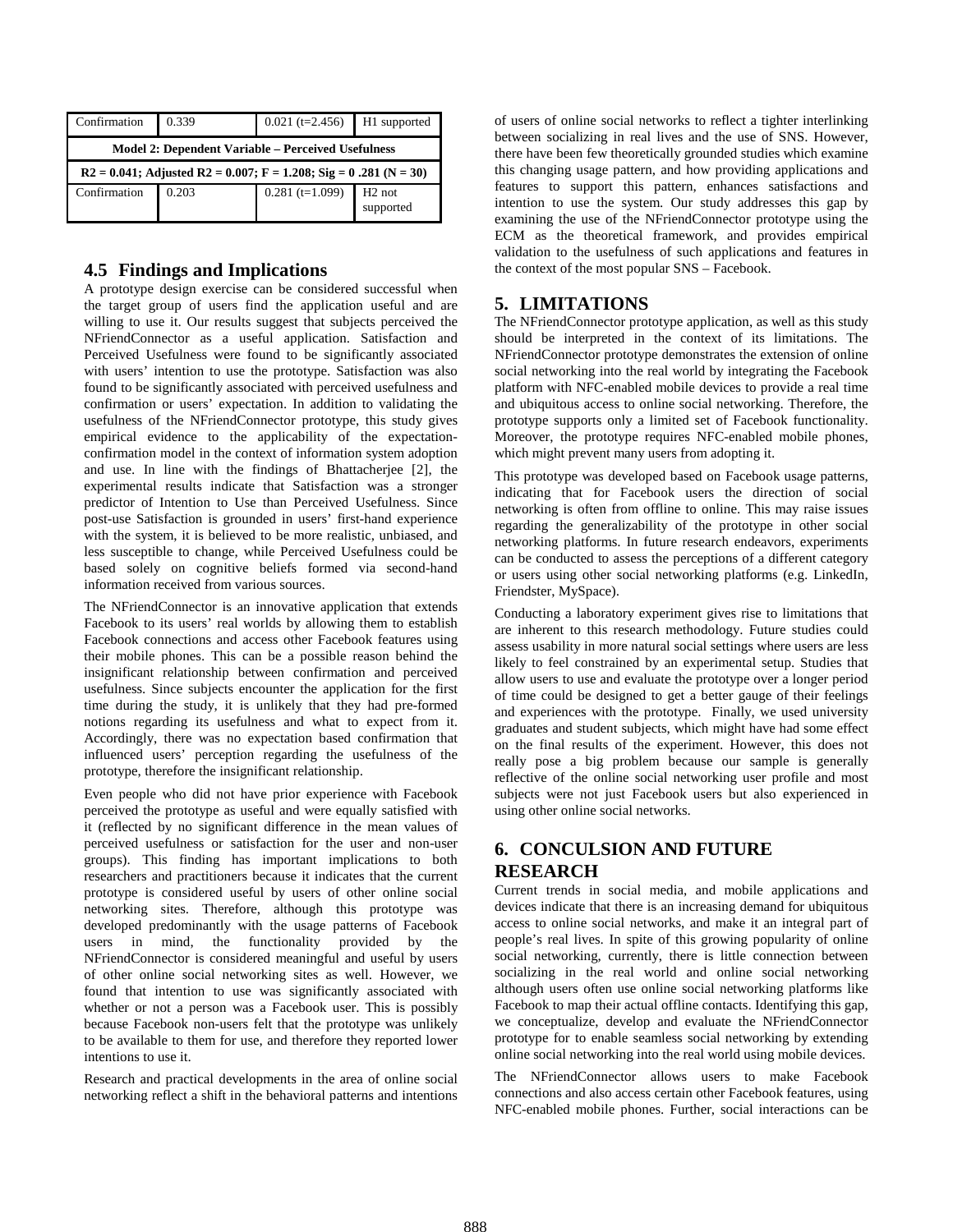| Confirmation | 0.339 | 0.021 (t=2.456) | H1 supported |
|---|---|---|---|
| **Model 2: Dependent Variable – Perceived Usefulness** | | | |
| **$R2 = 0.041$; Adjusted $R2 = 0.007$; $F = 1.208$; Sig = 0 .281 (N = 30)** | | | |
| Confirmation | 0.203 | 0.281 (t=1.099) | H2 not supported |

## 4.5 Findings and Implications

A prototype design exercise can be considered successful when the target group of users find the application useful and are willing to use it. Our results suggest that subjects perceived the NFriendConnector as a useful application. Satisfaction and Perceived Usefulness were found to be significantly associated with users' intention to use the prototype. Satisfaction was also found to be significantly associated with perceived usefulness and confirmation or users' expectation. In addition to validating the usefulness of the NFriendConnector prototype, this study gives empirical evidence to the applicability of the expectation-confirmation model in the context of information system adoption and use. In line with the findings of Bhattacherjee [2], the experimental results indicate that Satisfaction was a stronger predictor of Intention to Use than Perceived Usefulness. Since post-use Satisfaction is grounded in users' first-hand experience with the system, it is believed to be more realistic, unbiased, and less susceptible to change, while Perceived Usefulness could be based solely on cognitive beliefs formed via second-hand information received from various sources.

The NFriendConnector is an innovative application that extends Facebook to its users' real worlds by allowing them to establish Facebook connections and access other Facebook features using their mobile phones. This can be a possible reason behind the insignificant relationship between confirmation and perceived usefulness. Since subjects encounter the application for the first time during the study, it is unlikely that they had pre-formed notions regarding its usefulness and what to expect from it. Accordingly, there was no expectation based confirmation that influenced users' perception regarding the usefulness of the prototype, therefore the insignificant relationship.

Even people who did not have prior experience with Facebook perceived the prototype as useful and were equally satisfied with it (reflected by no significant difference in the mean values of perceived usefulness or satisfaction for the user and non-user groups). This finding has important implications to both researchers and practitioners because it indicates that the current prototype is considered useful by users of other online social networking sites. Therefore, although this prototype was developed predominantly with the usage patterns of Facebook users in mind, the functionality provided by the NFriendConnector is considered meaningful and useful by users of other online social networking sites as well. However, we found that intention to use was significantly associated with whether or not a person was a Facebook user. This is possibly because Facebook non-users felt that the prototype was unlikely to be available to them for use, and therefore they reported lower intentions to use it.

Research and practical developments in the area of online social networking reflect a shift in the behavioral patterns and intentions of users of online social networks to reflect a tighter interlinking between socializing in real lives and the use of SNS. However, there have been few theoretically grounded studies which examine this changing usage pattern, and how providing applications and features to support this pattern, enhances satisfactions and intention to use the system. Our study addresses this gap by examining the use of the NFriendConnector prototype using the ECM as the theoretical framework, and provides empirical validation to the usefulness of such applications and features in the context of the most popular SNS – Facebook.

# 5. LIMITATIONS

The NFriendConnector prototype application, as well as this study should be interpreted in the context of its limitations. The NFriendConnector prototype demonstrates the extension of online social networking into the real world by integrating the Facebook platform with NFC-enabled mobile devices to provide a real time and ubiquitous access to online social networking. Therefore, the prototype supports only a limited set of Facebook functionality. Moreover, the prototype requires NFC-enabled mobile phones, which might prevent many users from adopting it.

This prototype was developed based on Facebook usage patterns, indicating that for Facebook users the direction of social networking is often from offline to online. This may raise issues regarding the generalizability of the prototype in other social networking platforms. In future research endeavors, experiments can be conducted to assess the perceptions of a different category or users using other social networking platforms (e.g. LinkedIn, Friendster, MySpace).

Conducting a laboratory experiment gives rise to limitations that are inherent to this research methodology. Future studies could assess usability in more natural social settings where users are less likely to feel constrained by an experimental setup. Studies that allow users to use and evaluate the prototype over a longer period of time could be designed to get a better gauge of their feelings and experiences with the prototype. Finally, we used university graduates and student subjects, which might have had some effect on the final results of the experiment. However, this does not really pose a big problem because our sample is generally reflective of the online social networking user profile and most subjects were not just Facebook users but also experienced in using other online social networks.

# 6. CONCULSION AND FUTURE RESEARCH

Current trends in social media, and mobile applications and devices indicate that there is an increasing demand for ubiquitous access to online social networks, and make it an integral part of people's real lives. In spite of this growing popularity of online social networking, currently, there is little connection between socializing in the real world and online social networking although users often use online social networking platforms like Facebook to map their actual offline contacts. Identifying this gap, we conceptualize, develop and evaluate the NFriendConnector prototype for to enable seamless social networking by extending online social networking into the real world using mobile devices.

The NFriendConnector allows users to make Facebook connections and also access certain other Facebook features, using NFC-enabled mobile phones. Further, social interactions can be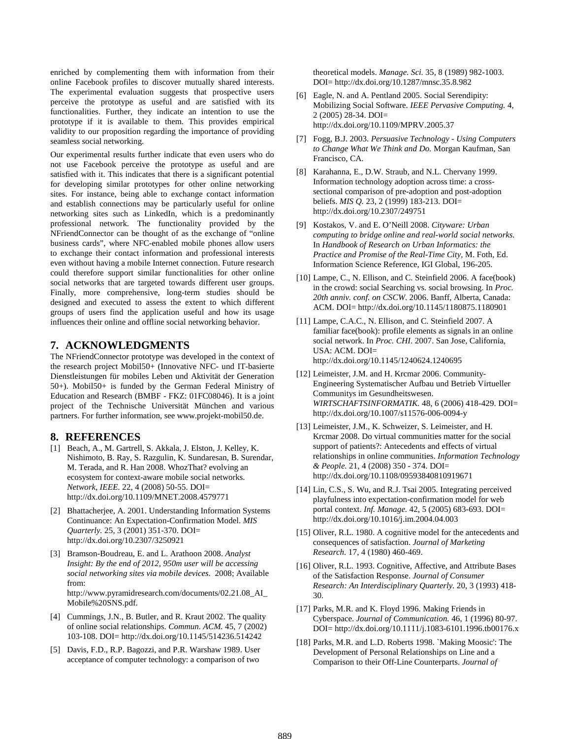enriched by complementing them with information from their online Facebook profiles to discover mutually shared interests. The experimental evaluation suggests that prospective users perceive the prototype as useful and are satisfied with its functionalities. Further, they indicate an intention to use the prototype if it is available to them. This provides empirical validity to our proposition regarding the importance of providing seamless social networking.

Our experimental results further indicate that even users who do not use Facebook perceive the prototype as useful and are satisfied with it. This indicates that there is a significant potential for developing similar prototypes for other online networking sites. For instance, being able to exchange contact information and establish connections may be particularly useful for online networking sites such as LinkedIn, which is a predominantly professional network. The functionality provided by the NFriendConnector can be thought of as the exchange of "online business cards", where NFC-enabled mobile phones allow users to exchange their contact information and professional interests even without having a mobile Internet connection. Future research could therefore support similar functionalities for other online social networks that are targeted towards different user groups. Finally, more comprehensive, long-term studies should be designed and executed to assess the extent to which different groups of users find the application useful and how its usage influences their online and offline social networking behavior.

## 7. ACKNOWLEDGMENTS

The NFriendConnector prototype was developed in the context of the research project Mobil50+ (Innovative NFC- und IT-basierte Dienstleistungen für mobiles Leben und Aktivität der Generation 50+). Mobil50+ is funded by the German Federal Ministry of Education and Research (BMBF - FKZ: 01FC08046). It is a joint project of the Technische Universität München and various partners. For further information, see www.projekt-mobil50.de.

## 8. REFERENCES

[1] Beach, A., M. Gartrell, S. Akkala, J. Elston, J. Kelley, K. Nishimoto, B. Ray, S. Razgulin, K. Sundaresan, B. Surendar, M. Terada, and R. Han 2008. WhozThat? evolving an ecosystem for context-aware mobile social networks. *Network, IEEE.* 22, 4 (2008) 50-55. DOI= http://dx.doi.org/10.1109/MNET.2008.4579771

[2] Bhattacherjee, A. 2001. Understanding Information Systems Continuance: An Expectation-Confirmation Model. *MIS Quarterly.* 25, 3 (2001) 351-370. DOI= http://dx.doi.org/10.2307/3250921

[3] Bramson-Boudreau, E. and L. Arathoon 2008. *Analyst Insight: By the end of 2012, 950m user will be accessing social networking sites via mobile devices.* 2008; Available from: http://www.pyramidresearch.com/documents/02.21.08_AI_Mobile%20SNS.pdf.

[4] Cummings, J.N., B. Butler, and R. Kraut 2002. The quality of online social relationships. *Commun. ACM.* 45, 7 (2002) 103-108. DOI= http://dx.doi.org/10.1145/514236.514242

[5] Davis, F.D., R.P. Bagozzi, and P.R. Warshaw 1989. User acceptance of computer technology: a comparison of two theoretical models. *Manage. Sci.* 35, 8 (1989) 982-1003. DOI= http://dx.doi.org/10.1287/mnsc.35.8.982

[6] Eagle, N. and A. Pentland 2005. Social Serendipity: Mobilizing Social Software. *IEEE Pervasive Computing.* 4, 2 (2005) 28-34. DOI= http://dx.doi.org/10.1109/MPRV.2005.37

[7] Fogg, B.J. 2003. *Persuasive Technology - Using Computers to Change What We Think and Do.* Morgan Kaufman, San Francisco, CA.

[8] Karahanna, E., D.W. Straub, and N.L. Chervany 1999. Information technology adoption across time: a cross-sectional comparison of pre-adoption and post-adoption beliefs. *MIS Q.* 23, 2 (1999) 183-213. DOI= http://dx.doi.org/10.2307/249751

[9] Kostakos, V. and E. O'Neill 2008. *Cityware: Urban computing to bridge online and real-world social networks.* In *Handbook of Research on Urban Informatics: the Practice and Promise of the Real-Time City*, M. Foth, Ed. Information Science Reference, IGI Global, 196-205.

[10] Lampe, C., N. Ellison, and C. Steinfield 2006. A face(book) in the crowd: social Searching vs. social browsing. In *Proc. 20th anniv. conf. on CSCW.* 2006. Banff, Alberta, Canada: ACM. DOI= http://dx.doi.org/10.1145/1180875.1180901

[11] Lampe, C.A.C., N. Ellison, and C. Steinfield 2007. A familiar face(book): profile elements as signals in an online social network. In *Proc. CHI.* 2007. San Jose, California, USA: ACM. DOI= http://dx.doi.org/10.1145/1240624.1240695

[12] Leimeister, J.M. and H. Krcmar 2006. Community-Engineering Systematischer Aufbau und Betrieb Virtueller Communitys im Gesundheitswesen. *WIRTSCHAFTSINFORMATIK.* 48, 6 (2006) 418-429. DOI= http://dx.doi.org/10.1007/s11576-006-0094-y

[13] Leimeister, J.M., K. Schweizer, S. Leimeister, and H. Krcmar 2008. Do virtual communities matter for the social support of patients?: Antecedents and effects of virtual relationships in online communities. *Information Technology & People.* 21, 4 (2008) 350 - 374. DOI= http://dx.doi.org/10.1108/09593840810919671

[14] Lin, C.S., S. Wu, and R.J. Tsai 2005. Integrating perceived playfulness into expectation-confirmation model for web portal context. *Inf. Manage.* 42, 5 (2005) 683-693. DOI= http://dx.doi.org/10.1016/j.im.2004.04.003

[15] Oliver, R.L. 1980. A cognitive model for the antecedents and consequences of satisfaction. *Journal of Marketing Research.* 17, 4 (1980) 460-469.

[16] Oliver, R.L. 1993. Cognitive, Affective, and Attribute Bases of the Satisfaction Response. *Journal of Consumer Research: An Interdisciplinary Quarterly.* 20, 3 (1993) 418-30.

[17] Parks, M.R. and K. Floyd 1996. Making Friends in Cyberspace. *Journal of Communication.* 46, 1 (1996) 80-97. DOI= http://dx.doi.org/10.1111/j.1083-6101.1996.tb00176.x

[18] Parks, M.R. and L.D. Roberts 1998. `Making Moosic': The Development of Personal Relationships on Line and a Comparison to their Off-Line Counterparts. *Journal of*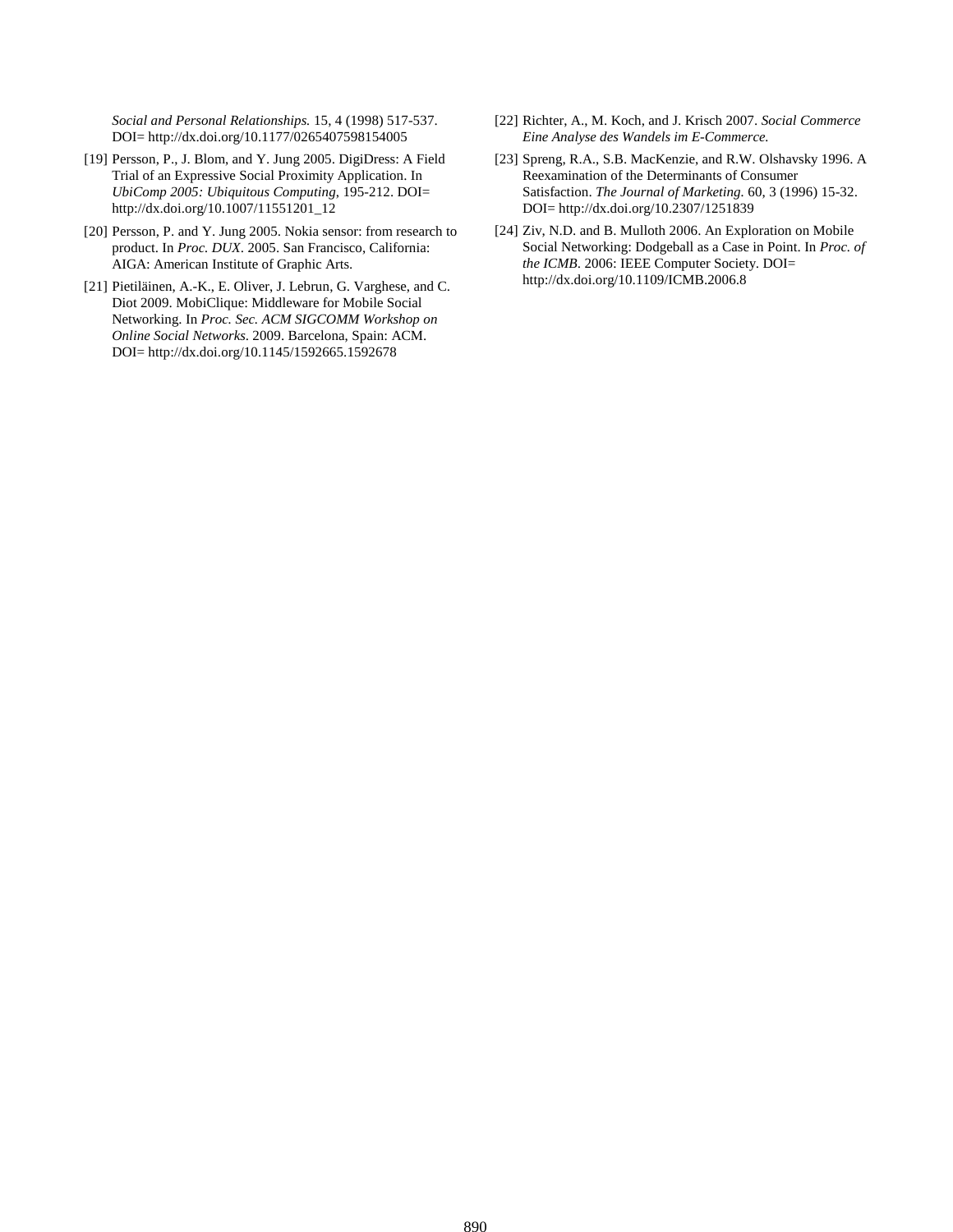*Social and Personal Relationships.* 15, 4 (1998) 517-537. DOI= http://dx.doi.org/10.1177/0265407598154005

[19] Persson, P., J. Blom, and Y. Jung 2005. DigiDress: A Field Trial of an Expressive Social Proximity Application. In *UbiComp 2005: Ubiquitous Computing*, 195-212. DOI= http://dx.doi.org/10.1007/11551201_12

[20] Persson, P. and Y. Jung 2005. Nokia sensor: from research to product. In *Proc. DUX*. 2005. San Francisco, California: AIGA: American Institute of Graphic Arts.

[21] Pietiläinen, A.-K., E. Oliver, J. Lebrun, G. Varghese, and C. Diot 2009. MobiClique: Middleware for Mobile Social Networking. In *Proc. Sec. ACM SIGCOMM Workshop on Online Social Networks*. 2009. Barcelona, Spain: ACM. DOI= http://dx.doi.org/10.1145/1592665.1592678

[22] Richter, A., M. Koch, and J. Krisch 2007. *Social Commerce Eine Analyse des Wandels im E-Commerce.*

[23] Spreng, R.A., S.B. MacKenzie, and R.W. Olshavsky 1996. A Reexamination of the Determinants of Consumer Satisfaction. *The Journal of Marketing.* 60, 3 (1996) 15-32. DOI= http://dx.doi.org/10.2307/1251839

[24] Ziv, N.D. and B. Mulloth 2006. An Exploration on Mobile Social Networking: Dodgeball as a Case in Point. In *Proc. of the ICMB*. 2006: IEEE Computer Society. DOI= http://dx.doi.org/10.1109/ICMB.2006.8